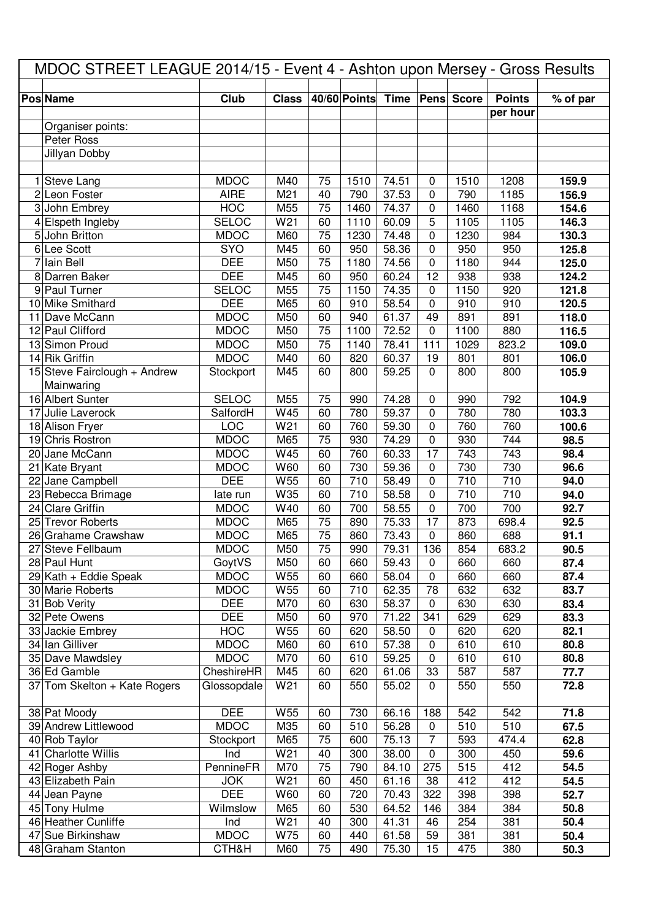# MDOC STREET LEAGUE 2014/15 - Event 4 - Ashton upon Mersey - Gross Results

| Pos | Name | Club | Class | 40/60 | Points | Time | Pens | Score | Points per hour | % of par |
|---|---|---|---|---|---|---|---|---|---|---|
| | Organiser points: | | | | | | | | | |
| | Peter Ross | | | | | | | | | |
| | Jillyan Dobby | | | | | | | | | |
| 1 | Steve Lang | MDOC | M40 | 75 | 1510 | 74.51 | 0 | 1510 | 1208 | **159.9** |
| 2 | Leon Foster | AIRE | M21 | 40 | 790 | 37.53 | 0 | 790 | 1185 | **156.9** |
| 3 | John Embrey | HOC | M55 | 75 | 1460 | 74.37 | 0 | 1460 | 1168 | **154.6** |
| 4 | Elspeth Ingleby | SELOC | W21 | 60 | 1110 | 60.09 | 5 | 1105 | 1105 | **146.3** |
| 5 | John Britton | MDOC | M60 | 75 | 1230 | 74.48 | 0 | 1230 | 984 | **130.3** |
| 6 | Lee Scott | SYO | M45 | 60 | 950 | 58.36 | 0 | 950 | 950 | **125.8** |
| 7 | Iain Bell | DEE | M50 | 75 | 1180 | 74.56 | 0 | 1180 | 944 | **125.0** |
| 8 | Darren Baker | DEE | M45 | 60 | 950 | 60.24 | 12 | 938 | 938 | **124.2** |
| 9 | Paul Turner | SELOC | M55 | 75 | 1150 | 74.35 | 0 | 1150 | 920 | **121.8** |
| 10 | Mike Smithard | DEE | M65 | 60 | 910 | 58.54 | 0 | 910 | 910 | **120.5** |
| 11 | Dave McCann | MDOC | M50 | 60 | 940 | 61.37 | 49 | 891 | 891 | **118.0** |
| 12 | Paul Clifford | MDOC | M50 | 75 | 1100 | 72.52 | 0 | 1100 | 880 | **116.5** |
| 13 | Simon Proud | MDOC | M50 | 75 | 1140 | 78.41 | 111 | 1029 | 823.2 | **109.0** |
| 14 | Rik Griffin | MDOC | M40 | 60 | 820 | 60.37 | 19 | 801 | 801 | **106.0** |
| 15 | Steve Fairclough + Andrew Mainwaring | Stockport | M45 | 60 | 800 | 59.25 | 0 | 800 | 800 | **105.9** |
| 16 | Albert Sunter | SELOC | M55 | 75 | 990 | 74.28 | 0 | 990 | 792 | **104.9** |
| 17 | Julie Laverock | SalfordH | W45 | 60 | 780 | 59.37 | 0 | 780 | 780 | **103.3** |
| 18 | Alison Fryer | LOC | W21 | 60 | 760 | 59.30 | 0 | 760 | 760 | **100.6** |
| 19 | Chris Rostron | MDOC | M65 | 75 | 930 | 74.29 | 0 | 930 | 744 | **98.5** |
| 20 | Jane McCann | MDOC | W45 | 60 | 760 | 60.33 | 17 | 743 | 743 | **98.4** |
| 21 | Kate Bryant | MDOC | W60 | 60 | 730 | 59.36 | 0 | 730 | 730 | **96.6** |
| 22 | Jane Campbell | DEE | W55 | 60 | 710 | 58.49 | 0 | 710 | 710 | **94.0** |
| 23 | Rebecca Brimage | late run | W35 | 60 | 710 | 58.58 | 0 | 710 | 710 | **94.0** |
| 24 | Clare Griffin | MDOC | W40 | 60 | 700 | 58.55 | 0 | 700 | 700 | **92.7** |
| 25 | Trevor Roberts | MDOC | M65 | 75 | 890 | 75.33 | 17 | 873 | 698.4 | **92.5** |
| 26 | Grahame Crawshaw | MDOC | M65 | 75 | 860 | 73.43 | 0 | 860 | 688 | **91.1** |
| 27 | Steve Fellbaum | MDOC | M50 | 75 | 990 | 79.31 | 136 | 854 | 683.2 | **90.5** |
| 28 | Paul Hunt | GoytVS | M50 | 60 | 660 | 59.43 | 0 | 660 | 660 | **87.4** |
| 29 | Kath + Eddie Speak | MDOC | W55 | 60 | 660 | 58.04 | 0 | 660 | 660 | **87.4** |
| 30 | Marie Roberts | MDOC | W55 | 60 | 710 | 62.35 | 78 | 632 | 632 | **83.7** |
| 31 | Bob Verity | DEE | M70 | 60 | 630 | 58.37 | 0 | 630 | 630 | **83.4** |
| 32 | Pete Owens | DEE | M50 | 60 | 970 | 71.22 | 341 | 629 | 629 | **83.3** |
| 33 | Jackie Embrey | HOC | W55 | 60 | 620 | 58.50 | 0 | 620 | 620 | **82.1** |
| 34 | Ian Gilliver | MDOC | M60 | 60 | 610 | 57.38 | 0 | 610 | 610 | **80.8** |
| 35 | Dave Mawdsley | MDOC | M70 | 60 | 610 | 59.25 | 0 | 610 | 610 | **80.8** |
| 36 | Ed Gamble | CheshireHR | M45 | 60 | 620 | 61.06 | 33 | 587 | 587 | **77.7** |
| 37 | Tom Skelton + Kate Rogers | Glossopdale | W21 | 60 | 550 | 55.02 | 0 | 550 | 550 | **72.8** |
| 38 | Pat Moody | DEE | W55 | 60 | 730 | 66.16 | 188 | 542 | 542 | **71.8** |
| 39 | Andrew Littlewood | MDOC | M35 | 60 | 510 | 56.28 | 0 | 510 | 510 | **67.5** |
| 40 | Rob Taylor | Stockport | M65 | 75 | 600 | 75.13 | 7 | 593 | 474.4 | **62.8** |
| 41 | Charlotte Willis | Ind | W21 | 40 | 300 | 38.00 | 0 | 300 | 450 | **59.6** |
| 42 | Roger Ashby | PennineFR | M70 | 75 | 790 | 84.10 | 275 | 515 | 412 | **54.5** |
| 43 | Elizabeth Pain | JOK | W21 | 60 | 450 | 61.16 | 38 | 412 | 412 | **54.5** |
| 44 | Jean Payne | DEE | W60 | 60 | 720 | 70.43 | 322 | 398 | 398 | **52.7** |
| 45 | Tony Hulme | Wilmslow | M65 | 60 | 530 | 64.52 | 146 | 384 | 384 | **50.8** |
| 46 | Heather Cunliffe | Ind | W21 | 40 | 300 | 41.31 | 46 | 254 | 381 | **50.4** |
| 47 | Sue Birkinshaw | MDOC | W75 | 60 | 440 | 61.58 | 59 | 381 | 381 | **50.4** |
| 48 | Graham Stanton | CTH&H | M60 | 75 | 490 | 75.30 | 15 | 475 | 380 | **50.3** |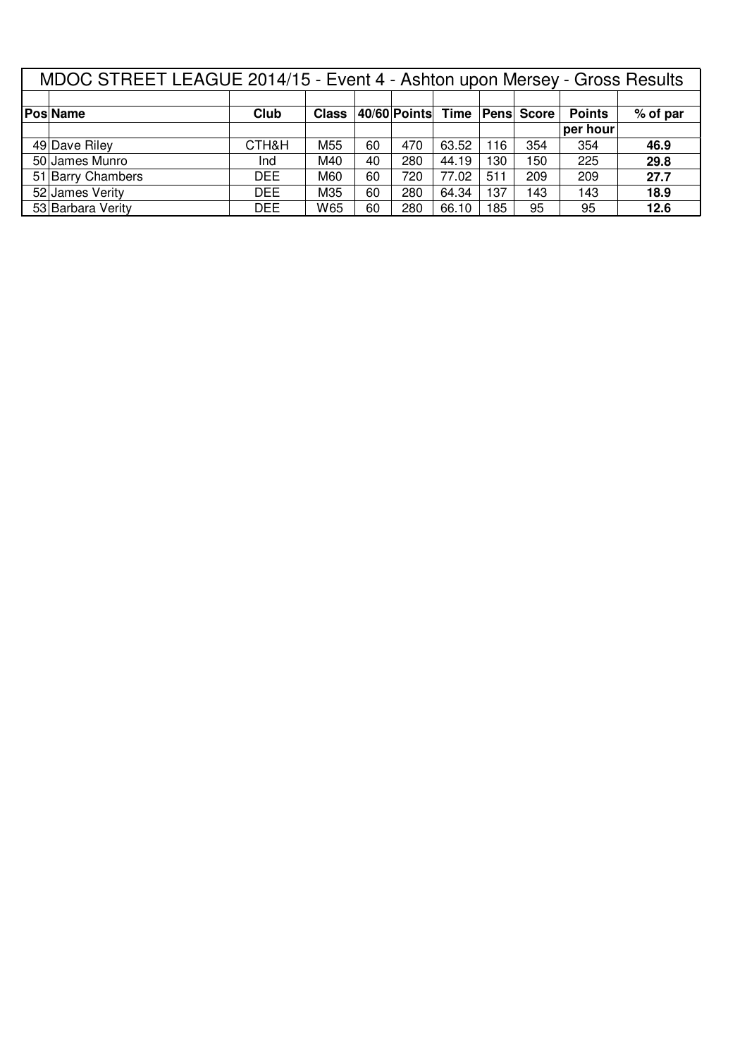# MDOC STREET LEAGUE 2014/15 - Event 4 - Ashton upon Mersey - Gross Results

| Pos | Name | Club | Class | 40/60 | Points | Time | Pens | Score | Points per hour | % of par |
|---|---|---|---|---|---|---|---|---|---|---|
| 49 | Dave Riley | CTH&H | M55 | 60 | 470 | 63.52 | 116 | 354 | 354 | **46.9** |
| 50 | James Munro | Ind | M40 | 40 | 280 | 44.19 | 130 | 150 | 225 | **29.8** |
| 51 | Barry Chambers | DEE | M60 | 60 | 720 | 77.02 | 511 | 209 | 209 | **27.7** |
| 52 | James Verity | DEE | M35 | 60 | 280 | 64.34 | 137 | 143 | 143 | **18.9** |
| 53 | Barbara Verity | DEE | W65 | 60 | 280 | 66.10 | 185 | 95 | 95 | **12.6** |